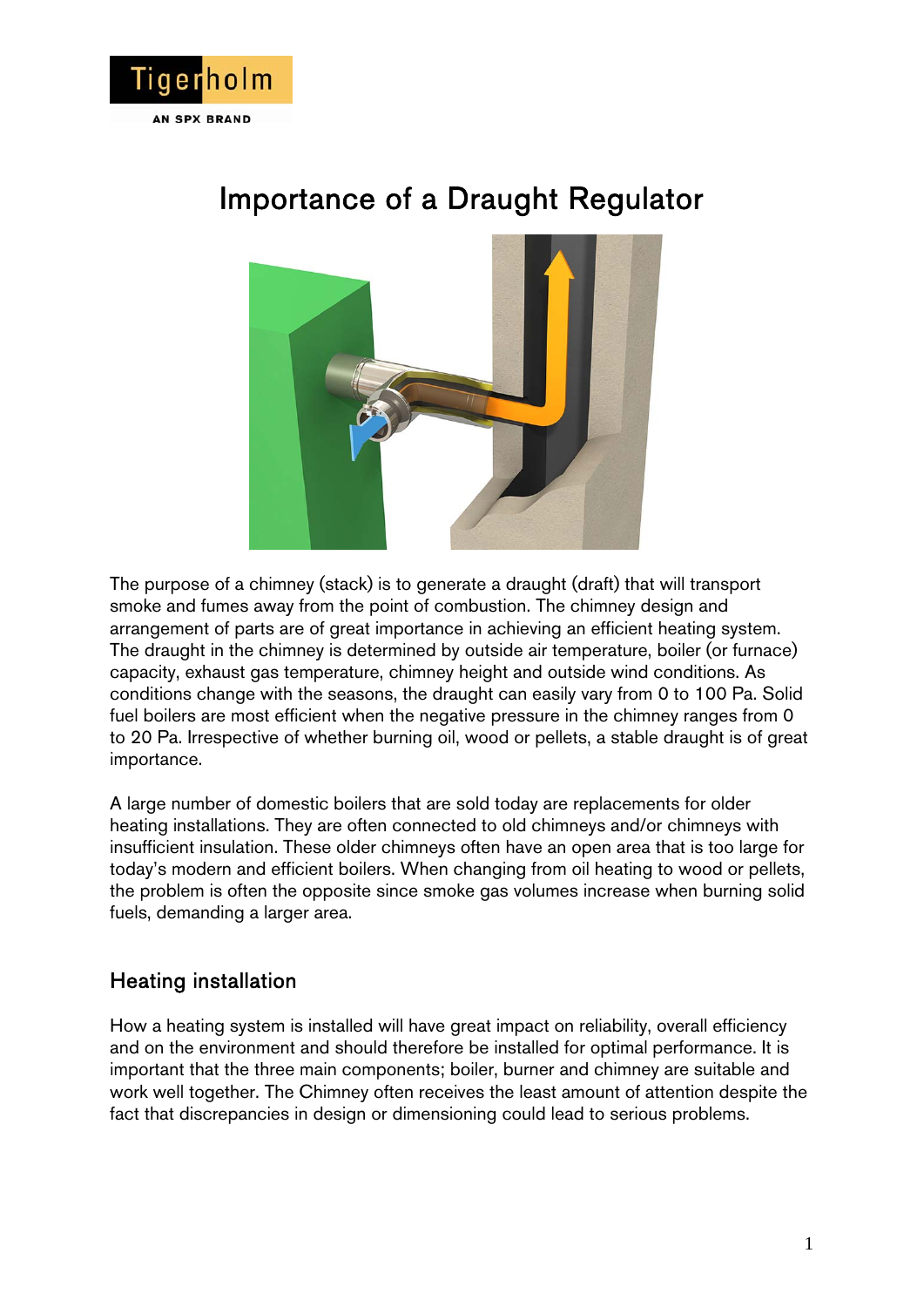# Importance of a Draught Regulator

The purpose of a chimney (stack) is to generate a draught (draft) that will transport smoke and fumes away from the point of combustion. The chimney design and arrangement of parts are of great importance in achieving an efficient heating system. The draught in the chimney is determined by outside air temperature, boiler (or furnace) capacity, exhaust gas temperature, chimney height and outside wind conditions. As conditions change with the seasons, the draught can easily vary from 0 to 100 Pa. Solid fuel boilers are most efficient when the negative pressure in the chimney ranges from 0 to 20 Pa. Irrespective of whether burning oil, wood or pellets, a stable draught is of great importance.

A large number of domestic boilers that are sold today are replacements for older heating installations. They are often connected to old chimneys and/or chimneys with insufficient insulation. These older chimneys often have an open area that is too large for today's modern and efficient boilers. When changing from oil heating to wood or pellets, the problem is often the opposite since smoke gas volumes increase when burning solid fuels, demanding a larger area.

## Heating installation

How a heating system is installed will have great impact on reliability, overall efficiency and on the environment and should therefore be installed for optimal performance. It is important that the three main components; boiler, burner and chimney are suitable and work well together. The Chimney often receives the least amount of attention despite the fact that discrepancies in design or dimensioning could lead to serious problems.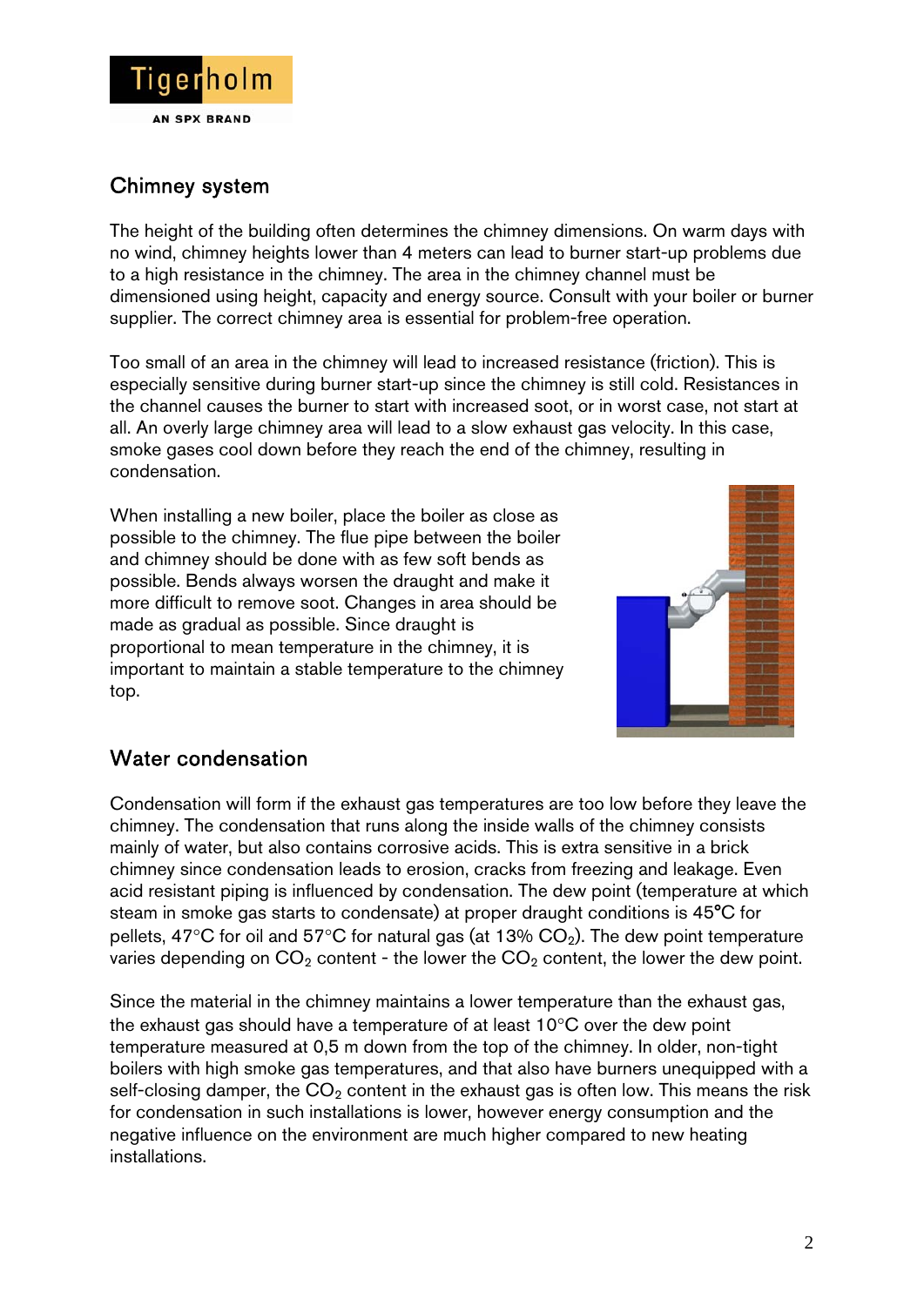## Chimney system

The height of the building often determines the chimney dimensions. On warm days with no wind, chimney heights lower than 4 meters can lead to burner start-up problems due to a high resistance in the chimney. The area in the chimney channel must be dimensioned using height, capacity and energy source. Consult with your boiler or burner supplier. The correct chimney area is essential for problem-free operation.

Too small of an area in the chimney will lead to increased resistance (friction). This is especially sensitive during burner start-up since the chimney is still cold. Resistances in the channel causes the burner to start with increased soot, or in worst case, not start at all. An overly large chimney area will lead to a slow exhaust gas velocity. In this case, smoke gases cool down before they reach the end of the chimney, resulting in condensation.

When installing a new boiler, place the boiler as close as possible to the chimney. The flue pipe between the boiler and chimney should be done with as few soft bends as possible. Bends always worsen the draught and make it more difficult to remove soot. Changes in area should be made as gradual as possible. Since draught is proportional to mean temperature in the chimney, it is important to maintain a stable temperature to the chimney top.

## Water condensation

Condensation will form if the exhaust gas temperatures are too low before they leave the chimney. The condensation that runs along the inside walls of the chimney consists mainly of water, but also contains corrosive acids. This is extra sensitive in a brick chimney since condensation leads to erosion, cracks from freezing and leakage. Even acid resistant piping is influenced by condensation. The dew point (temperature at which steam in smoke gas starts to condensate) at proper draught conditions is 45°C for pellets, 47°C for oil and 57°C for natural gas (at 13% $CO_2$). The dew point temperature varies depending on $CO_2$ content - the lower the $CO_2$ content, the lower the dew point.

Since the material in the chimney maintains a lower temperature than the exhaust gas, the exhaust gas should have a temperature of at least 10°C over the dew point temperature measured at 0,5 m down from the top of the chimney. In older, non-tight boilers with high smoke gas temperatures, and that also have burners unequipped with a self-closing damper, the $CO_2$ content in the exhaust gas is often low. This means the risk for condensation in such installations is lower, however energy consumption and the negative influence on the environment are much higher compared to new heating installations.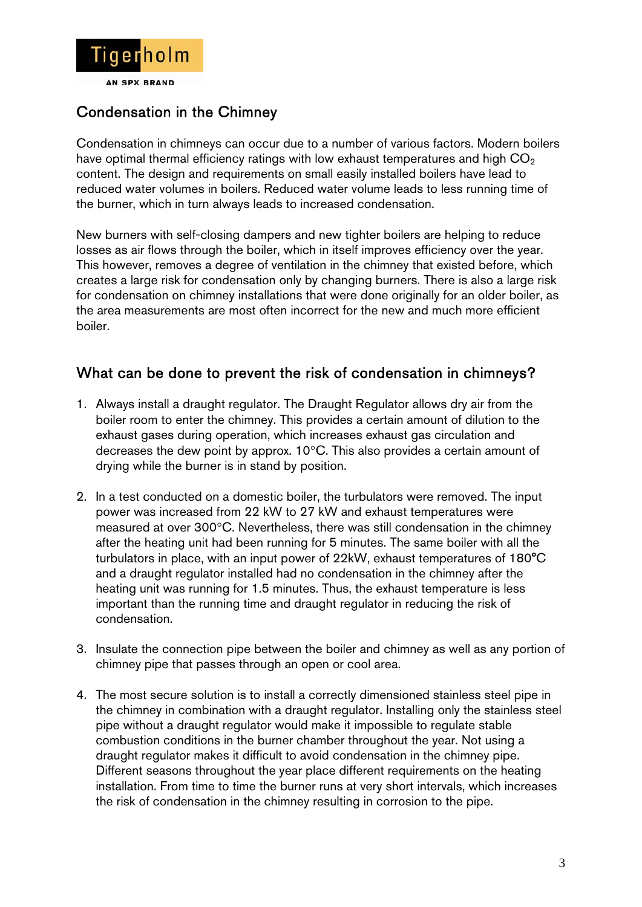## Condensation in the Chimney

Condensation in chimneys can occur due to a number of various factors. Modern boilers have optimal thermal efficiency ratings with low exhaust temperatures and high $CO_2$ content. The design and requirements on small easily installed boilers have lead to reduced water volumes in boilers. Reduced water volume leads to less running time of the burner, which in turn always leads to increased condensation.

New burners with self-closing dampers and new tighter boilers are helping to reduce losses as air flows through the boiler, which in itself improves efficiency over the year. This however, removes a degree of ventilation in the chimney that existed before, which creates a large risk for condensation only by changing burners. There is also a large risk for condensation on chimney installations that were done originally for an older boiler, as the area measurements are most often incorrect for the new and much more efficient boiler.

## What can be done to prevent the risk of condensation in chimneys?

1. Always install a draught regulator. The Draught Regulator allows dry air from the boiler room to enter the chimney. This provides a certain amount of dilution to the exhaust gases during operation, which increases exhaust gas circulation and decreases the dew point by approx. 10°C. This also provides a certain amount of drying while the burner is in stand by position.

2. In a test conducted on a domestic boiler, the turbulators were removed. The input power was increased from 22 kW to 27 kW and exhaust temperatures were measured at over 300°C. Nevertheless, there was still condensation in the chimney after the heating unit had been running for 5 minutes. The same boiler with all the turbulators in place, with an input power of 22kW, exhaust temperatures of 180°C and a draught regulator installed had no condensation in the chimney after the heating unit was running for 1.5 minutes. Thus, the exhaust temperature is less important than the running time and draught regulator in reducing the risk of condensation.

3. Insulate the connection pipe between the boiler and chimney as well as any portion of chimney pipe that passes through an open or cool area.

4. The most secure solution is to install a correctly dimensioned stainless steel pipe in the chimney in combination with a draught regulator. Installing only the stainless steel pipe without a draught regulator would make it impossible to regulate stable combustion conditions in the burner chamber throughout the year. Not using a draught regulator makes it difficult to avoid condensation in the chimney pipe. Different seasons throughout the year place different requirements on the heating installation. From time to time the burner runs at very short intervals, which increases the risk of condensation in the chimney resulting in corrosion to the pipe.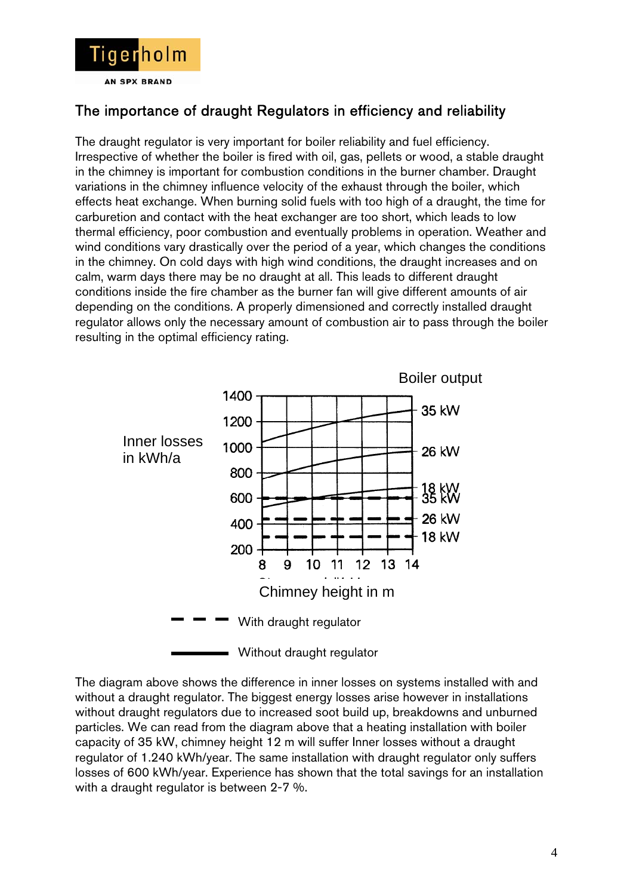## The importance of draught Regulators in efficiency and reliability

The draught regulator is very important for boiler reliability and fuel efficiency. Irrespective of whether the boiler is fired with oil, gas, pellets or wood, a stable draught in the chimney is important for combustion conditions in the burner chamber. Draught variations in the chimney influence velocity of the exhaust through the boiler, which effects heat exchange. When burning solid fuels with too high of a draught, the time for carburetion and contact with the heat exchanger are too short, which leads to low thermal efficiency, poor combustion and eventually problems in operation. Weather and wind conditions vary drastically over the period of a year, which changes the conditions in the chimney. On cold days with high wind conditions, the draught increases and on calm, warm days there may be no draught at all. This leads to different draught conditions inside the fire chamber as the burner fan will give different amounts of air depending on the conditions. A properly dimensioned and correctly installed draught regulator allows only the necessary amount of combustion air to pass through the boiler resulting in the optimal efficiency rating.

Boiler output

Inner losses in kWh/a

1400, 1200, 1000, 800, 600, 400, 200

35 kW, 26 kW, 18 kW, 35 kW, 26 kW, 18 kW

8, 9, 10, 11, 12, 13, 14

Chimney height in m

With draught regulator

Without draught regulator

The diagram above shows the difference in inner losses on systems installed with and without a draught regulator. The biggest energy losses arise however in installations without draught regulators due to increased soot build up, breakdowns and unburned particles. We can read from the diagram above that a heating installation with boiler capacity of 35 kW, chimney height 12 m will suffer Inner losses without a draught regulator of 1.240 kWh/year. The same installation with draught regulator only suffers losses of 600 kWh/year. Experience has shown that the total savings for an installation with a draught regulator is between 2-7 %.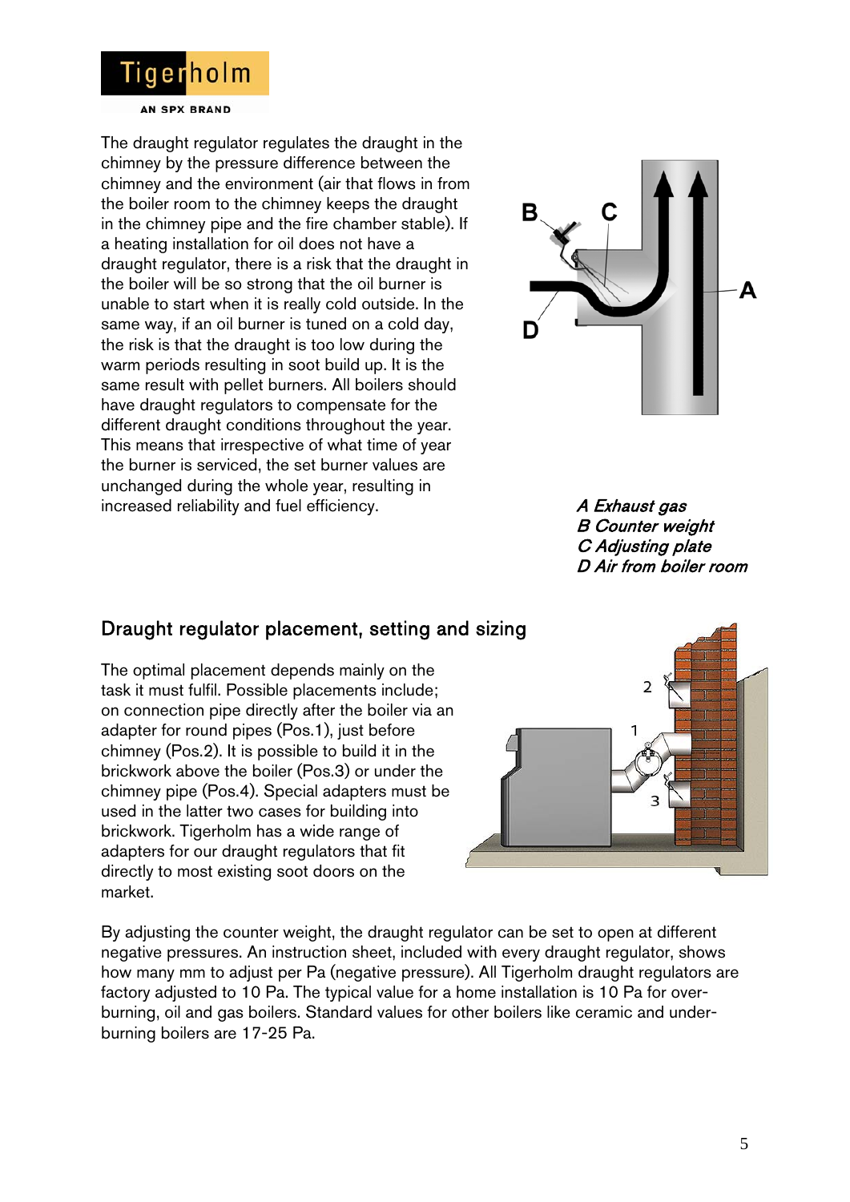The draught regulator regulates the draught in the chimney by the pressure difference between the chimney and the environment (air that flows in from the boiler room to the chimney keeps the draught in the chimney pipe and the fire chamber stable). If a heating installation for oil does not have a draught regulator, there is a risk that the draught in the boiler will be so strong that the oil burner is unable to start when it is really cold outside. In the same way, if an oil burner is tuned on a cold day, the risk is that the draught is too low during the warm periods resulting in soot build up. It is the same result with pellet burners. All boilers should have draught regulators to compensate for the different draught conditions throughout the year. This means that irrespective of what time of year the burner is serviced, the set burner values are unchanged during the whole year, resulting in increased reliability and fuel efficiency.

*A Exhaust gas*
*B Counter weight*
*C Adjusting plate*
*D Air from boiler room*

## Draught regulator placement, setting and sizing

The optimal placement depends mainly on the task it must fulfil. Possible placements include; on connection pipe directly after the boiler via an adapter for round pipes (Pos.1), just before chimney (Pos.2). It is possible to build it in the brickwork above the boiler (Pos.3) or under the chimney pipe (Pos.4). Special adapters must be used in the latter two cases for building into brickwork. Tigerholm has a wide range of adapters for our draught regulators that fit directly to most existing soot doors on the market.

By adjusting the counter weight, the draught regulator can be set to open at different negative pressures. An instruction sheet, included with every draught regulator, shows how many mm to adjust per Pa (negative pressure). All Tigerholm draught regulators are factory adjusted to 10 Pa. The typical value for a home installation is 10 Pa for over-burning, oil and gas boilers. Standard values for other boilers like ceramic and under-burning boilers are 17-25 Pa.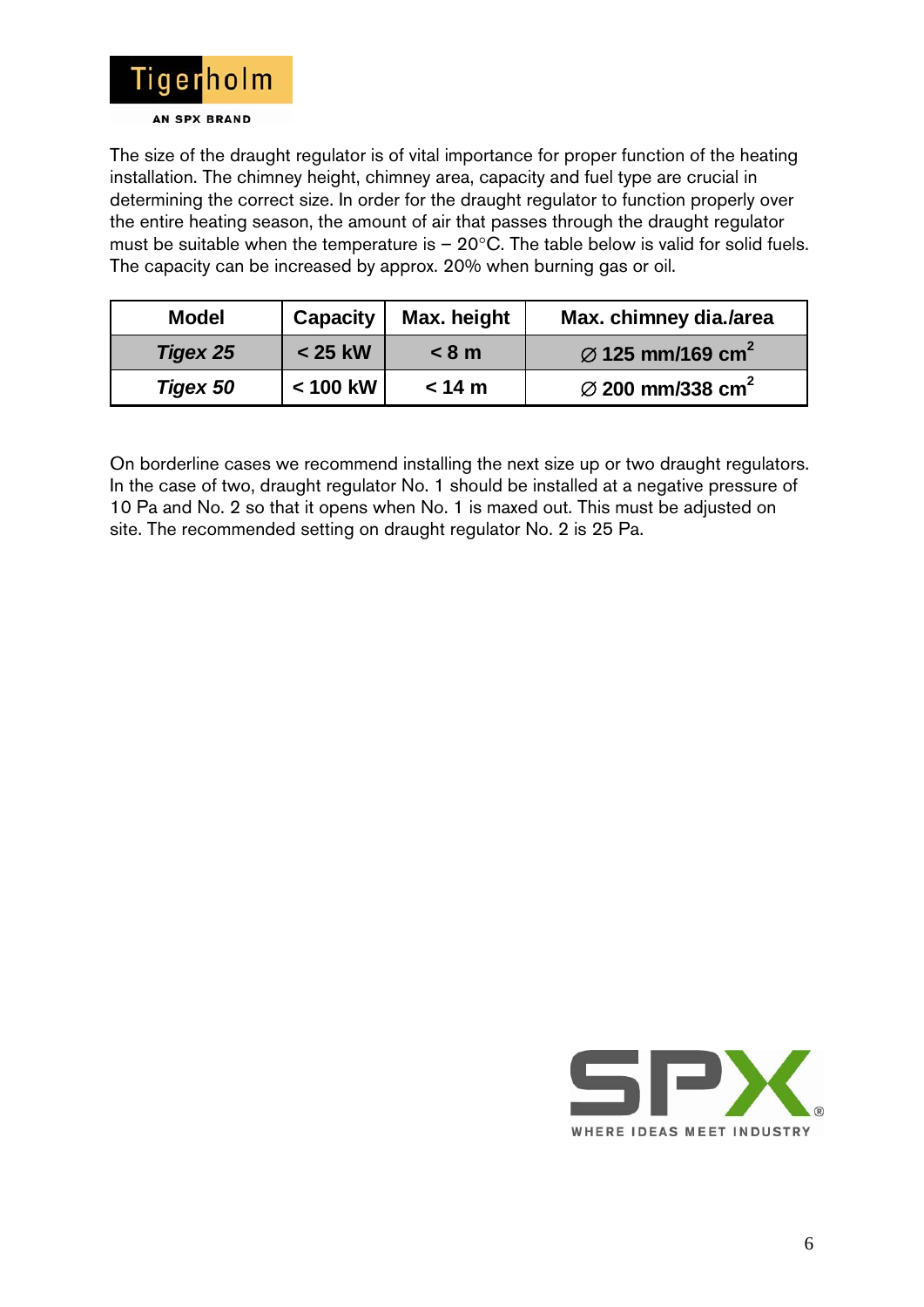The size of the draught regulator is of vital importance for proper function of the heating installation. The chimney height, chimney area, capacity and fuel type are crucial in determining the correct size. In order for the draught regulator to function properly over the entire heating season, the amount of air that passes through the draught regulator must be suitable when the temperature is – 20°C. The table below is valid for solid fuels. The capacity can be increased by approx. 20% when burning gas or oil.

| Model | Capacity | Max. height | Max. chimney dia./area |
|---|---|---|---|
| *Tigex 25* | < 25 kW | < 8 m | ∅ 125 mm/169 $cm^2$ |
| *Tigex 50* | < 100 kW | < 14 m | ∅ 200 mm/338 $cm^2$ |

On borderline cases we recommend installing the next size up or two draught regulators. In the case of two, draught regulator No. 1 should be installed at a negative pressure of 10 Pa and No. 2 so that it opens when No. 1 is maxed out. This must be adjusted on site. The recommended setting on draught regulator No. 2 is 25 Pa.